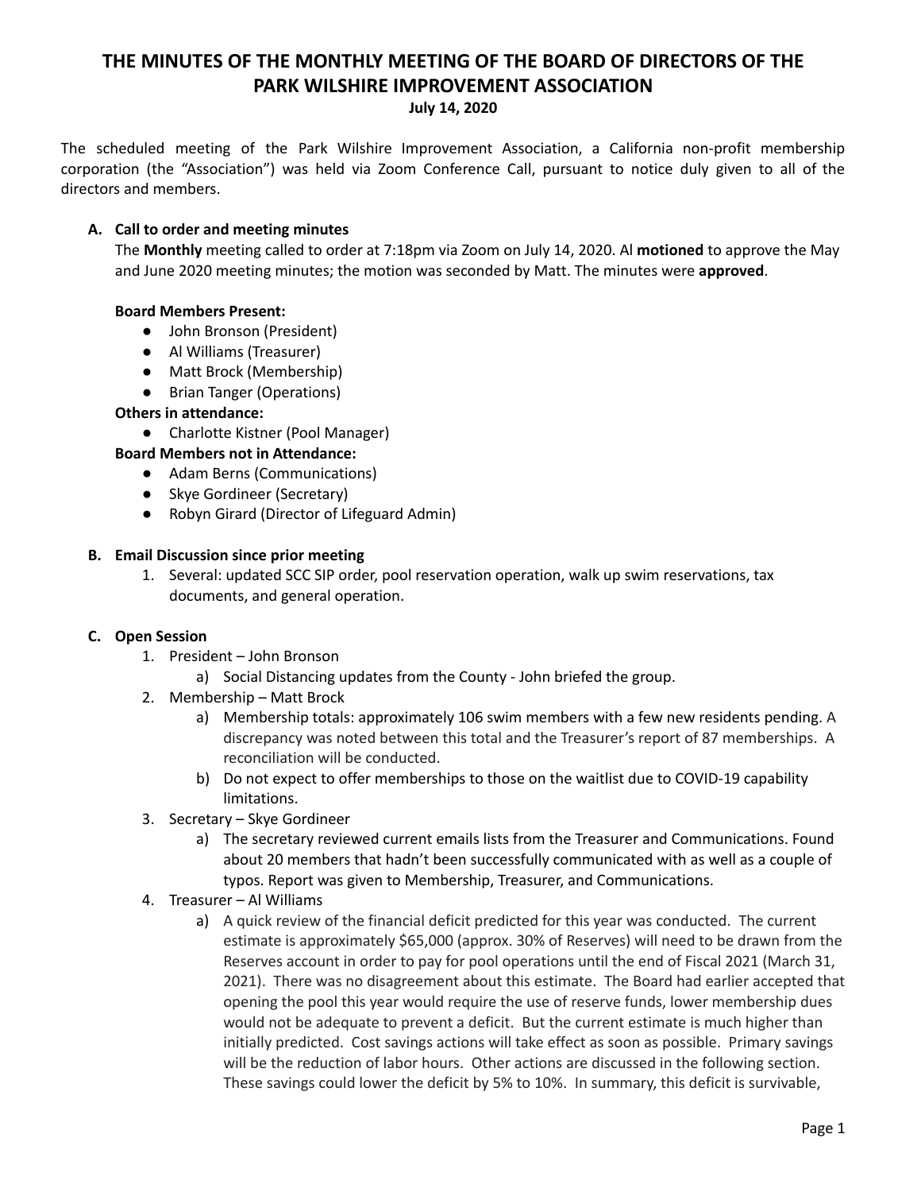# THE MINUTES OF THE MONTHLY MEETING OF THE BOARD OF DIRECTORS OF THE PARK WILSHIRE IMPROVEMENT ASSOCIATION

**July 14, 2020**

The scheduled meeting of the Park Wilshire Improvement Association, a California non-profit membership corporation (the "Association") was held via Zoom Conference Call, pursuant to notice duly given to all of the directors and members.

**A. Call to order and meeting minutes**

The **Monthly** meeting called to order at 7:18pm via Zoom on July 14, 2020. Al **motioned** to approve the May and June 2020 meeting minutes; the motion was seconded by Matt. The minutes were **approved**.

**Board Members Present:**

- John Bronson (President)
- Al Williams (Treasurer)
- Matt Brock (Membership)
- Brian Tanger (Operations)

**Others in attendance:**

- Charlotte Kistner (Pool Manager)

**Board Members not in Attendance:**

- Adam Berns (Communications)
- Skye Gordineer (Secretary)
- Robyn Girard (Director of Lifeguard Admin)

**B. Email Discussion since prior meeting**

1. Several: updated SCC SIP order, pool reservation operation, walk up swim reservations, tax documents, and general operation.

**C. Open Session**

1. President – John Bronson
   a) Social Distancing updates from the County - John briefed the group.
2. Membership – Matt Brock
   a) Membership totals: approximately 106 swim members with a few new residents pending. A discrepancy was noted between this total and the Treasurer's report of 87 memberships. A reconciliation will be conducted.
   b) Do not expect to offer memberships to those on the waitlist due to COVID-19 capability limitations.
3. Secretary – Skye Gordineer
   a) The secretary reviewed current emails lists from the Treasurer and Communications. Found about 20 members that hadn't been successfully communicated with as well as a couple of typos. Report was given to Membership, Treasurer, and Communications.
4. Treasurer – Al Williams
   a) A quick review of the financial deficit predicted for this year was conducted. The current estimate is approximately $65,000 (approx. 30% of Reserves) will need to be drawn from the Reserves account in order to pay for pool operations until the end of Fiscal 2021 (March 31, 2021). There was no disagreement about this estimate. The Board had earlier accepted that opening the pool this year would require the use of reserve funds, lower membership dues would not be adequate to prevent a deficit. But the current estimate is much higher than initially predicted. Cost savings actions will take effect as soon as possible. Primary savings will be the reduction of labor hours. Other actions are discussed in the following section. These savings could lower the deficit by 5% to 10%. In summary, this deficit is survivable,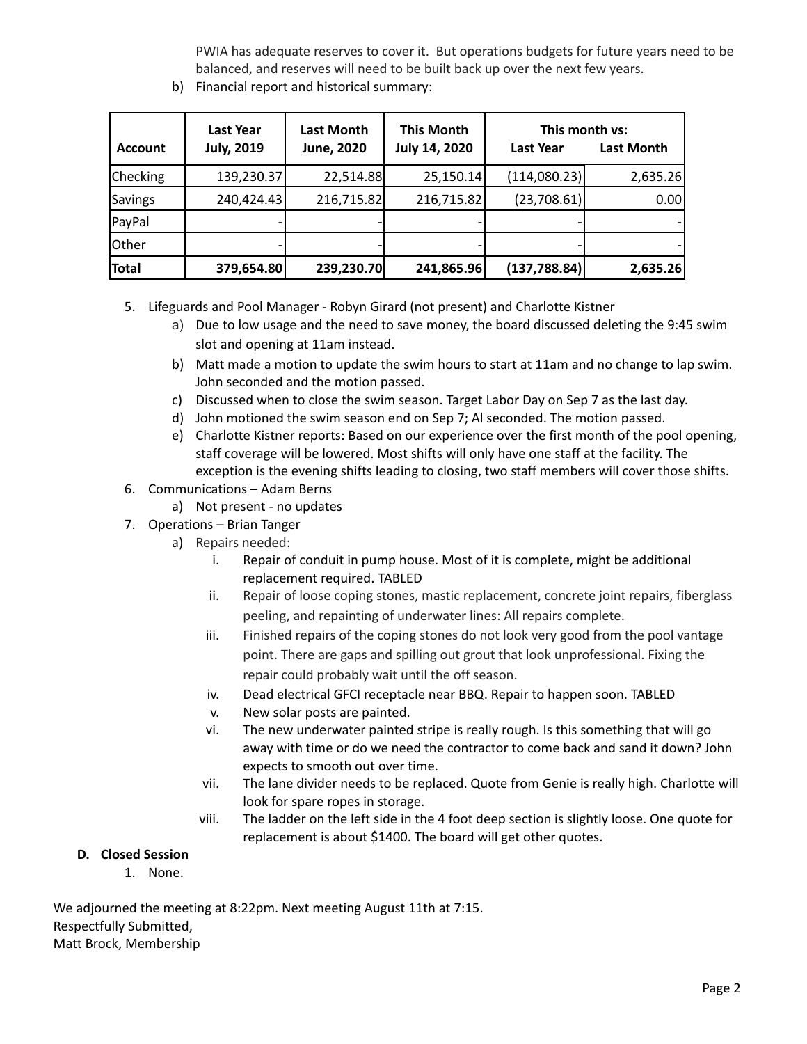PWIA has adequate reserves to cover it. But operations budgets for future years need to be balanced, and reserves will need to be built back up over the next few years.

b) Financial report and historical summary:

| Account | Last Year July, 2019 | Last Month June, 2020 | This Month July 14, 2020 | This month vs: Last Year | Last Month |
|---|---|---|---|---|---|
| Checking | 139,230.37 | 22,514.88 | 25,150.14 | (114,080.23) | 2,635.26 |
| Savings | 240,424.43 | 216,715.82 | 216,715.82 | (23,708.61) | 0.00 |
| PayPal | - | - | - | - | - |
| Other | - | - | - | - | - |
| **Total** | **379,654.80** | **239,230.70** | **241,865.96** | **(137,788.84)** | **2,635.26** |

5. Lifeguards and Pool Manager - Robyn Girard (not present) and Charlotte Kistner
   a) Due to low usage and the need to save money, the board discussed deleting the 9:45 swim slot and opening at 11am instead.
   b) Matt made a motion to update the swim hours to start at 11am and no change to lap swim. John seconded and the motion passed.
   c) Discussed when to close the swim season. Target Labor Day on Sep 7 as the last day.
   d) John motioned the swim season end on Sep 7; Al seconded. The motion passed.
   e) Charlotte Kistner reports: Based on our experience over the first month of the pool opening, staff coverage will be lowered. Most shifts will only have one staff at the facility. The exception is the evening shifts leading to closing, two staff members will cover those shifts.
6. Communications – Adam Berns
   a) Not present - no updates
7. Operations – Brian Tanger
   a) Repairs needed:
      i. Repair of conduit in pump house. Most of it is complete, might be additional replacement required. TABLED
      ii. Repair of loose coping stones, mastic replacement, concrete joint repairs, fiberglass peeling, and repainting of underwater lines: All repairs complete.
      iii. Finished repairs of the coping stones do not look very good from the pool vantage point. There are gaps and spilling out grout that look unprofessional. Fixing the repair could probably wait until the off season.
      iv. Dead electrical GFCI receptacle near BBQ. Repair to happen soon. TABLED
      v. New solar posts are painted.
      vi. The new underwater painted stripe is really rough. Is this something that will go away with time or do we need the contractor to come back and sand it down? John expects to smooth out over time.
      vii. The lane divider needs to be replaced. Quote from Genie is really high. Charlotte will look for spare ropes in storage.
      viii. The ladder on the left side in the 4 foot deep section is slightly loose. One quote for replacement is about $1400. The board will get other quotes.

**D. Closed Session**

1. None.

We adjourned the meeting at 8:22pm. Next meeting August 11th at 7:15.
Respectfully Submitted,
Matt Brock, Membership